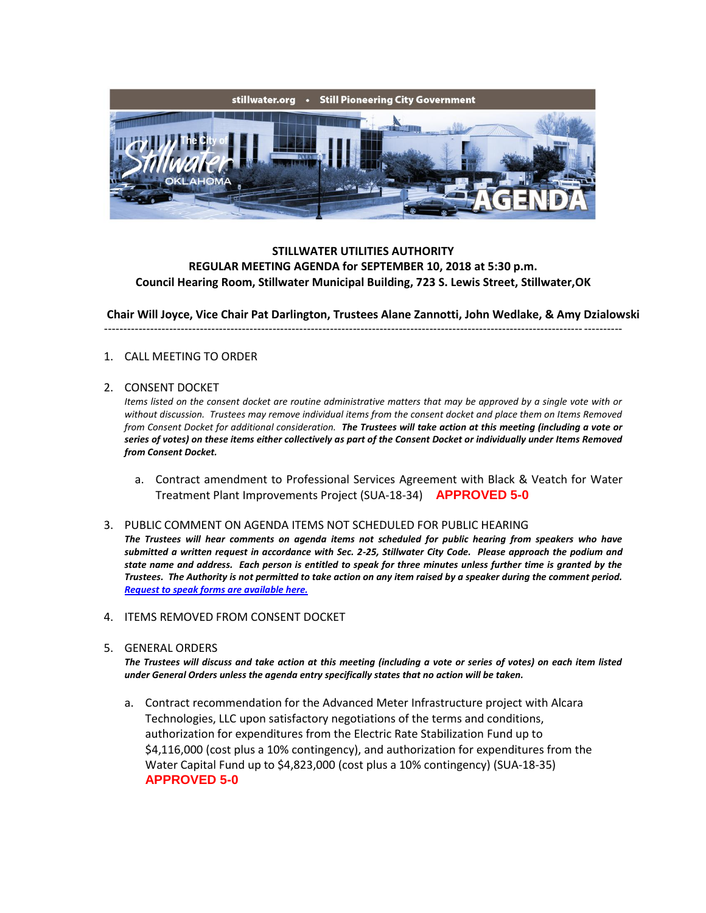stillwater.org • Still Pioneering City Government

The City of Stillwater OKLAHOMA AGENDA

**STILLWATER UTILITIES AUTHORITY**
**REGULAR MEETING AGENDA for SEPTEMBER 10, 2018 at 5:30 p.m.**
**Council Hearing Room, Stillwater Municipal Building, 723 S. Lewis Street, Stillwater,OK**

**Chair Will Joyce, Vice Chair Pat Darlington, Trustees Alane Zannotti, John Wedlake, & Amy Dzialowski**

---

1. CALL MEETING TO ORDER

2. CONSENT DOCKET

   *Items listed on the consent docket are routine administrative matters that may be approved by a single vote with or without discussion. Trustees may remove individual items from the consent docket and place them on Items Removed from Consent Docket for additional consideration.* ***The Trustees will take action at this meeting (including a vote or series of votes) on these items either collectively as part of the Consent Docket or individually under Items Removed from Consent Docket.***

   a. Contract amendment to Professional Services Agreement with Black & Veatch for Water Treatment Plant Improvements Project (SUA-18-34) **APPROVED 5-0**

3. PUBLIC COMMENT ON AGENDA ITEMS NOT SCHEDULED FOR PUBLIC HEARING

   ***The Trustees will hear comments on agenda items not scheduled for public hearing from speakers who have submitted a written request in accordance with Sec. 2-25, Stillwater City Code. Please approach the podium and state name and address. Each person is entitled to speak for three minutes unless further time is granted by the Trustees. The Authority is not permitted to take action on any item raised by a speaker during the comment period.*** ***Request to speak forms are available here.***

4. ITEMS REMOVED FROM CONSENT DOCKET

5. GENERAL ORDERS

   ***The Trustees will discuss and take action at this meeting (including a vote or series of votes) on each item listed under General Orders unless the agenda entry specifically states that no action will be taken.***

   a. Contract recommendation for the Advanced Meter Infrastructure project with Alcara Technologies, LLC upon satisfactory negotiations of the terms and conditions, authorization for expenditures from the Electric Rate Stabilization Fund up to $4,116,000 (cost plus a 10% contingency), and authorization for expenditures from the Water Capital Fund up to $4,823,000 (cost plus a 10% contingency) (SUA-18-35) **APPROVED 5-0**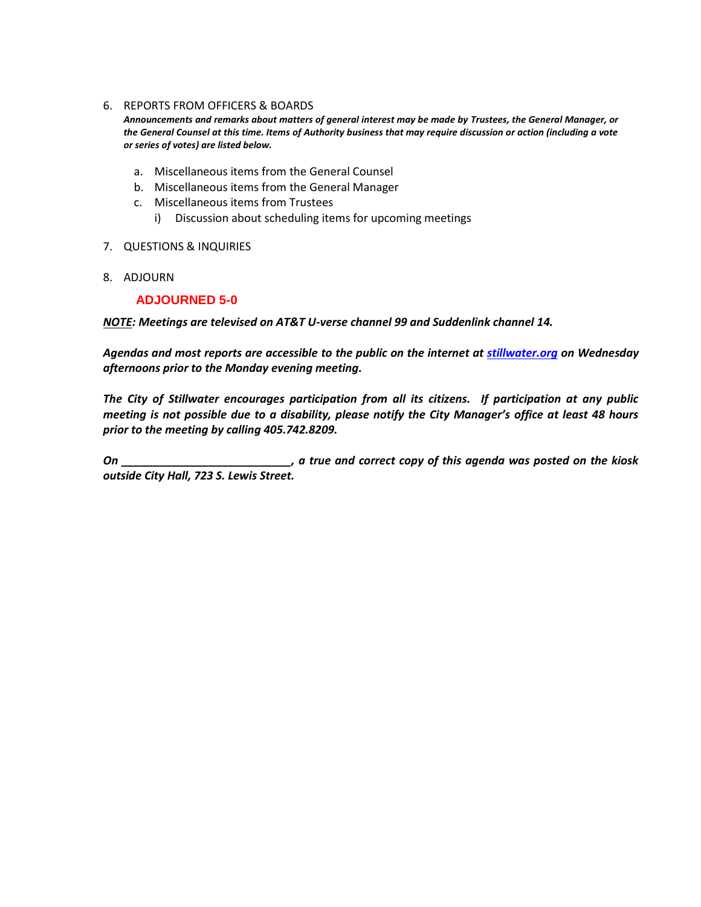6. REPORTS FROM OFFICERS & BOARDS
   ***Announcements and remarks about matters of general interest may be made by Trustees, the General Manager, or the General Counsel at this time. Items of Authority business that may require discussion or action (including a vote or series of votes) are listed below.***

   a. Miscellaneous items from the General Counsel
   b. Miscellaneous items from the General Manager
   c. Miscellaneous items from Trustees
      i) Discussion about scheduling items for upcoming meetings

7. QUESTIONS & INQUIRIES

8. ADJOURN

   **ADJOURNED 5-0**

***NOTE: Meetings are televised on AT&T U-verse channel 99 and Suddenlink channel 14.***

***Agendas and most reports are accessible to the public on the internet at [stillwater.org](stillwater.org) on Wednesday afternoons prior to the Monday evening meeting.***

***The City of Stillwater encourages participation from all its citizens. If participation at any public meeting is not possible due to a disability, please notify the City Manager's office at least 48 hours prior to the meeting by calling 405.742.8209.***

***On ___________________________, a true and correct copy of this agenda was posted on the kiosk outside City Hall, 723 S. Lewis Street.***